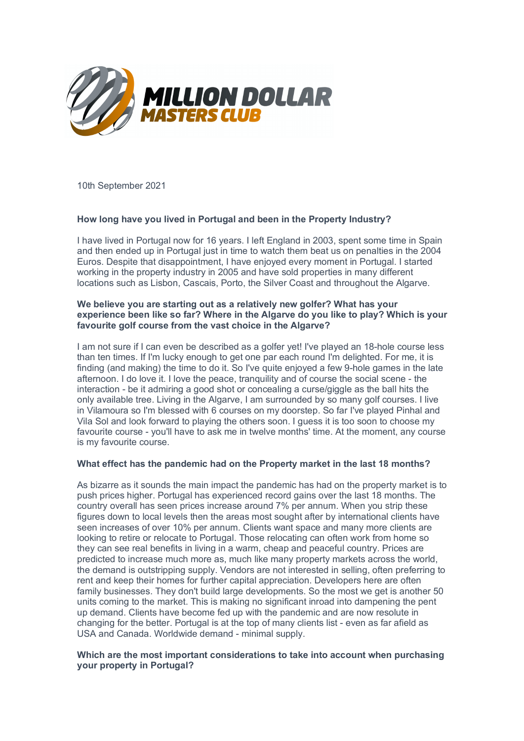**MILLION DOLLAR MASTERS CLUB**

10th September 2021

**How long have you lived in Portugal and been in the Property Industry?**

I have lived in Portugal now for 16 years. I left England in 2003, spent some time in Spain and then ended up in Portugal just in time to watch them beat us on penalties in the 2004 Euros. Despite that disappointment, I have enjoyed every moment in Portugal. I started working in the property industry in 2005 and have sold properties in many different locations such as Lisbon, Cascais, Porto, the Silver Coast and throughout the Algarve.

**We believe you are starting out as a relatively new golfer? What has your experience been like so far? Where in the Algarve do you like to play? Which is your favourite golf course from the vast choice in the Algarve?**

I am not sure if I can even be described as a golfer yet! I've played an 18-hole course less than ten times. If I'm lucky enough to get one par each round I'm delighted. For me, it is finding (and making) the time to do it. So I've quite enjoyed a few 9-hole games in the late afternoon. I do love it. I love the peace, tranquility and of course the social scene - the interaction - be it admiring a good shot or concealing a curse/giggle as the ball hits the only available tree. Living in the Algarve, I am surrounded by so many golf courses. I live in Vilamoura so I'm blessed with 6 courses on my doorstep. So far I've played Pinhal and Vila Sol and look forward to playing the others soon. I guess it is too soon to choose my favourite course - you'll have to ask me in twelve months' time. At the moment, any course is my favourite course.

**What effect has the pandemic had on the Property market in the last 18 months?**

As bizarre as it sounds the main impact the pandemic has had on the property market is to push prices higher. Portugal has experienced record gains over the last 18 months. The country overall has seen prices increase around 7% per annum. When you strip these figures down to local levels then the areas most sought after by international clients have seen increases of over 10% per annum. Clients want space and many more clients are looking to retire or relocate to Portugal. Those relocating can often work from home so they can see real benefits in living in a warm, cheap and peaceful country. Prices are predicted to increase much more as, much like many property markets across the world, the demand is outstripping supply. Vendors are not interested in selling, often preferring to rent and keep their homes for further capital appreciation. Developers here are often family businesses. They don't build large developments. So the most we get is another 50 units coming to the market. This is making no significant inroad into dampening the pent up demand. Clients have become fed up with the pandemic and are now resolute in changing for the better. Portugal is at the top of many clients list - even as far afield as USA and Canada. Worldwide demand - minimal supply.

**Which are the most important considerations to take into account when purchasing your property in Portugal?**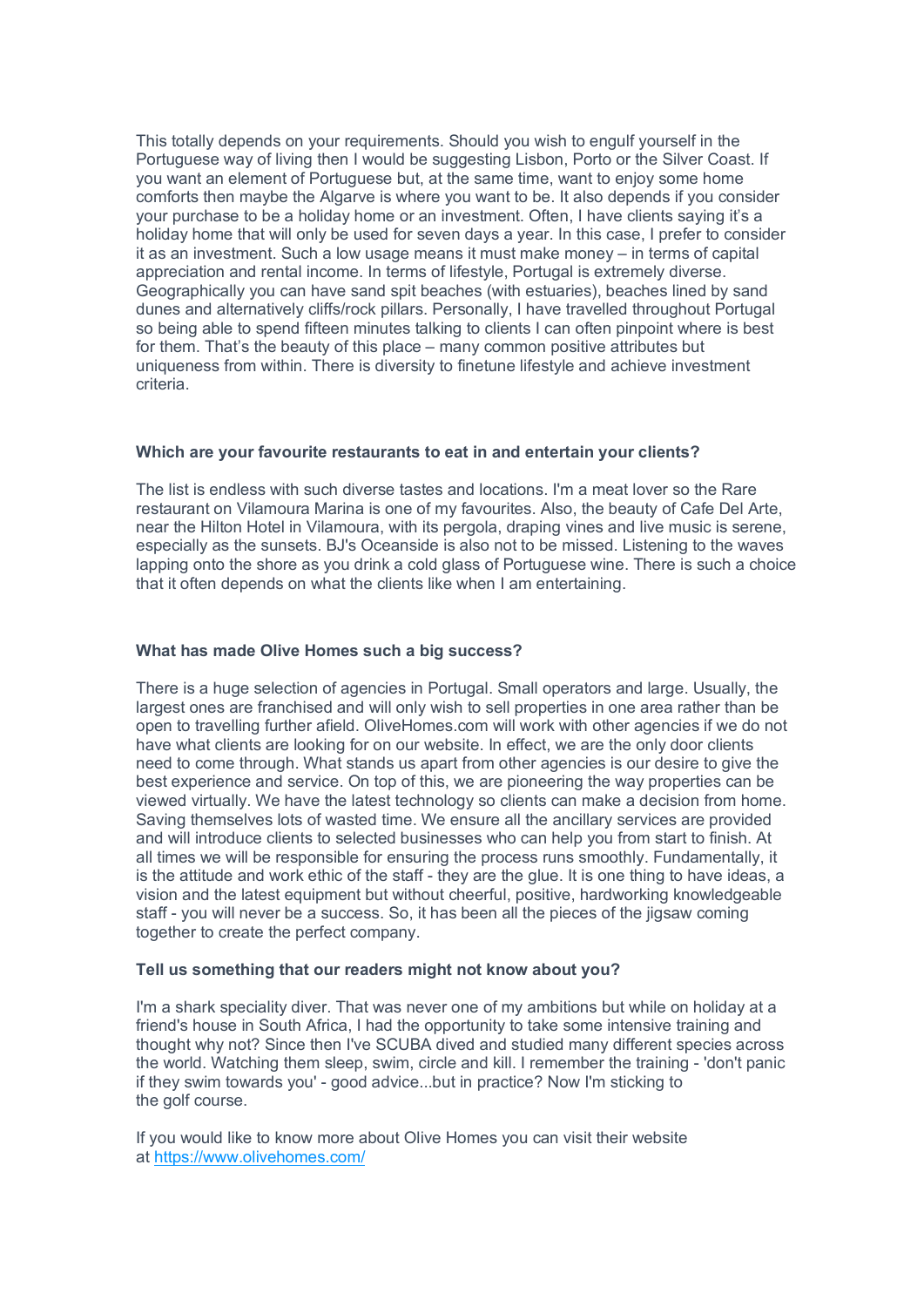This totally depends on your requirements. Should you wish to engulf yourself in the Portuguese way of living then I would be suggesting Lisbon, Porto or the Silver Coast. If you want an element of Portuguese but, at the same time, want to enjoy some home comforts then maybe the Algarve is where you want to be. It also depends if you consider your purchase to be a holiday home or an investment. Often, I have clients saying it's a holiday home that will only be used for seven days a year. In this case, I prefer to consider it as an investment. Such a low usage means it must make money – in terms of capital appreciation and rental income. In terms of lifestyle, Portugal is extremely diverse. Geographically you can have sand spit beaches (with estuaries), beaches lined by sand dunes and alternatively cliffs/rock pillars. Personally, I have travelled throughout Portugal so being able to spend fifteen minutes talking to clients I can often pinpoint where is best for them. That's the beauty of this place – many common positive attributes but uniqueness from within. There is diversity to finetune lifestyle and achieve investment criteria.

**Which are your favourite restaurants to eat in and entertain your clients?**

The list is endless with such diverse tastes and locations. I'm a meat lover so the Rare restaurant on Vilamoura Marina is one of my favourites. Also, the beauty of Cafe Del Arte, near the Hilton Hotel in Vilamoura, with its pergola, draping vines and live music is serene, especially as the sunsets. BJ's Oceanside is also not to be missed. Listening to the waves lapping onto the shore as you drink a cold glass of Portuguese wine. There is such a choice that it often depends on what the clients like when I am entertaining.

**What has made Olive Homes such a big success?**

There is a huge selection of agencies in Portugal. Small operators and large. Usually, the largest ones are franchised and will only wish to sell properties in one area rather than be open to travelling further afield. OliveHomes.com will work with other agencies if we do not have what clients are looking for on our website. In effect, we are the only door clients need to come through. What stands us apart from other agencies is our desire to give the best experience and service. On top of this, we are pioneering the way properties can be viewed virtually. We have the latest technology so clients can make a decision from home. Saving themselves lots of wasted time. We ensure all the ancillary services are provided and will introduce clients to selected businesses who can help you from start to finish. At all times we will be responsible for ensuring the process runs smoothly. Fundamentally, it is the attitude and work ethic of the staff - they are the glue. It is one thing to have ideas, a vision and the latest equipment but without cheerful, positive, hardworking knowledgeable staff - you will never be a success. So, it has been all the pieces of the jigsaw coming together to create the perfect company.

**Tell us something that our readers might not know about you?**

I'm a shark speciality diver. That was never one of my ambitions but while on holiday at a friend's house in South Africa, I had the opportunity to take some intensive training and thought why not? Since then I've SCUBA dived and studied many different species across the world. Watching them sleep, swim, circle and kill. I remember the training - 'don't panic if they swim towards you' - good advice...but in practice? Now I'm sticking to the golf course.

If you would like to know more about Olive Homes you can visit their website at [https://www.olivehomes.com/](https://www.olivehomes.com/)